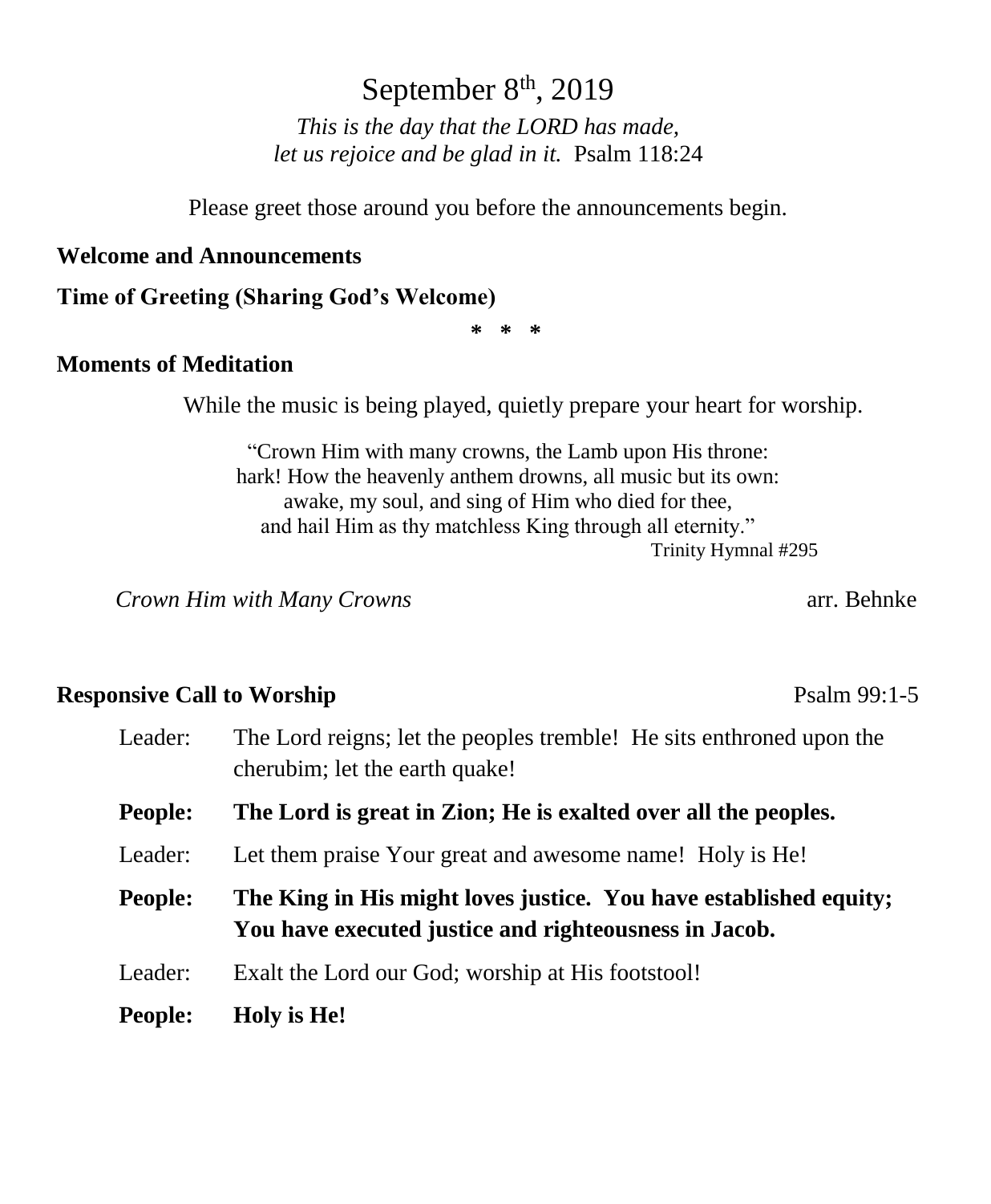# September 8th, 2019

*This is the day that the LORD has made,*
*let us rejoice and be glad in it.* Psalm 118:24

Please greet those around you before the announcements begin.

**Welcome and Announcements**

**Time of Greeting (Sharing God's Welcome)**

\* \* \*

**Moments of Meditation**

While the music is being played, quietly prepare your heart for worship.

"Crown Him with many crowns, the Lamb upon His throne:
hark! How the heavenly anthem drowns, all music but its own:
awake, my soul, and sing of Him who died for thee,
and hail Him as thy matchless King through all eternity."
Trinity Hymnal #295

*Crown Him with Many Crowns* arr. Behnke

**Responsive Call to Worship** Psalm 99:1-5

Leader: The Lord reigns; let the peoples tremble! He sits enthroned upon the cherubim; let the earth quake!

**People: The Lord is great in Zion; He is exalted over all the peoples.**

Leader: Let them praise Your great and awesome name! Holy is He!

**People: The King in His might loves justice. You have established equity; You have executed justice and righteousness in Jacob.**

Leader: Exalt the Lord our God; worship at His footstool!

**People: Holy is He!**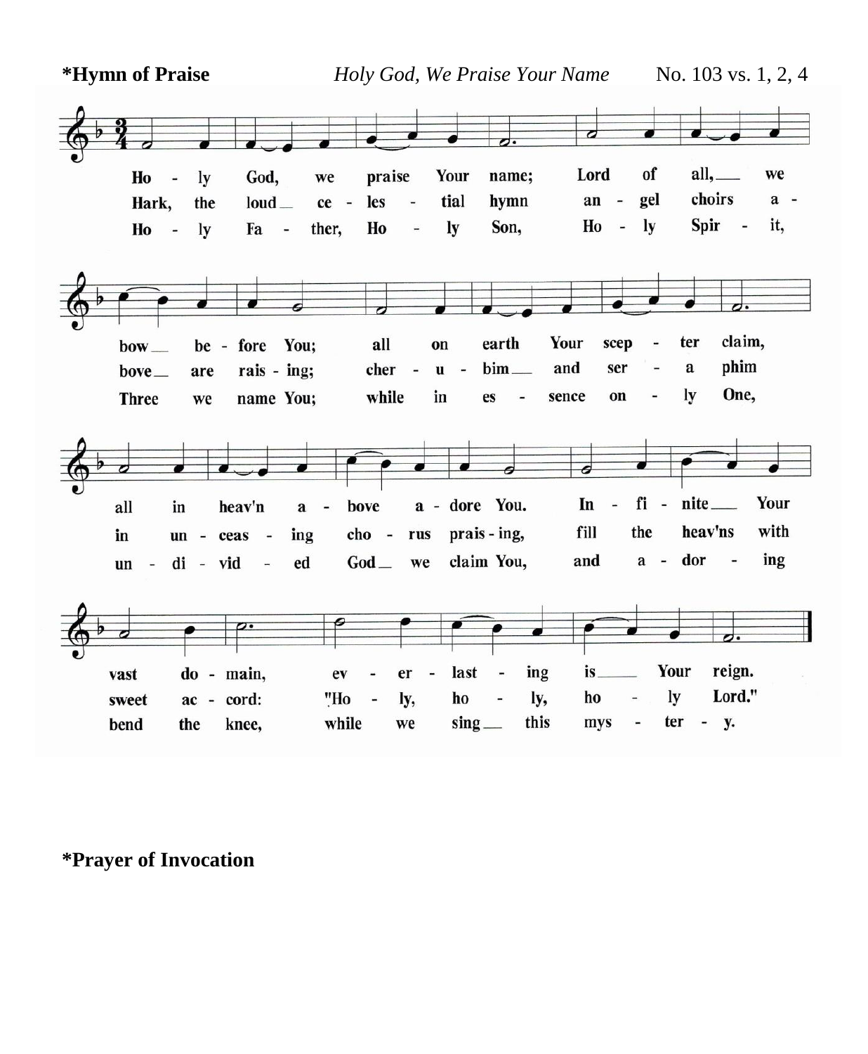**\*Hymn of Praise** *Holy God, We Praise Your Name* No. 103 vs. 1, 2, 4

Ho - ly God, we praise Your name; Lord of all, we bow before You; all on earth Your scep - ter claim, all in heav'n a - bove a - dore You. In - fi - nite Your vast do - main, ev - er - last - ing is Your reign.

Hark, the loud ce - les - tial hymn an - gel choirs a - bove are rais - ing; cher - u - bim and ser - a phim in un - ceas - ing cho - rus prais - ing, fill the heav'ns with sweet ac - cord: "Ho - ly, ho - ly, ho - ly Lord."

Ho - ly Fa - ther, Ho - ly Son, Ho - ly Spir - it, Three we name You; while in es - sence on - ly One, un - di - vid - ed God we claim You, and a - dor - ing bend the knee, while we sing this mys - ter - y.

**\*Prayer of Invocation**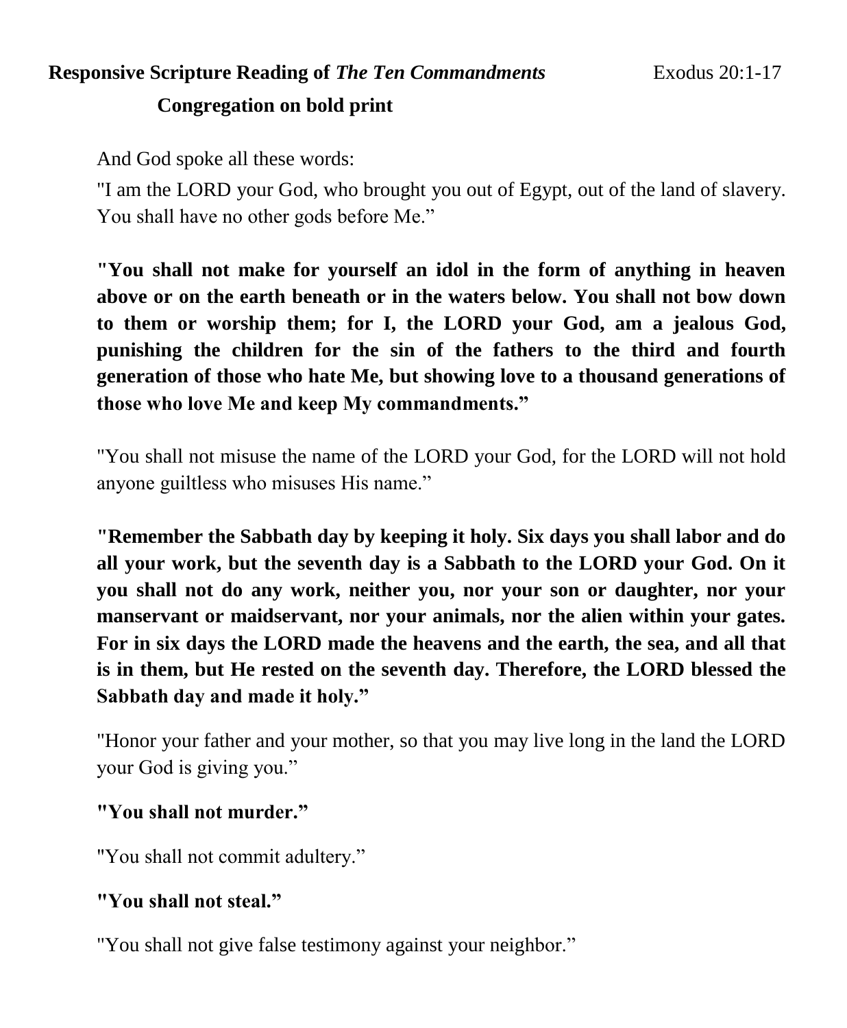**Responsive Scripture Reading of *The Ten Commandments*** Exodus 20:1-17

**Congregation on bold print**

And God spoke all these words:

"I am the LORD your God, who brought you out of Egypt, out of the land of slavery. You shall have no other gods before Me."

**"You shall not make for yourself an idol in the form of anything in heaven above or on the earth beneath or in the waters below. You shall not bow down to them or worship them; for I, the LORD your God, am a jealous God, punishing the children for the sin of the fathers to the third and fourth generation of those who hate Me, but showing love to a thousand generations of those who love Me and keep My commandments."**

"You shall not misuse the name of the LORD your God, for the LORD will not hold anyone guiltless who misuses His name."

**"Remember the Sabbath day by keeping it holy. Six days you shall labor and do all your work, but the seventh day is a Sabbath to the LORD your God. On it you shall not do any work, neither you, nor your son or daughter, nor your manservant or maidservant, nor your animals, nor the alien within your gates. For in six days the LORD made the heavens and the earth, the sea, and all that is in them, but He rested on the seventh day. Therefore, the LORD blessed the Sabbath day and made it holy."**

"Honor your father and your mother, so that you may live long in the land the LORD your God is giving you."

**"You shall not murder."**

"You shall not commit adultery."

**"You shall not steal."**

"You shall not give false testimony against your neighbor."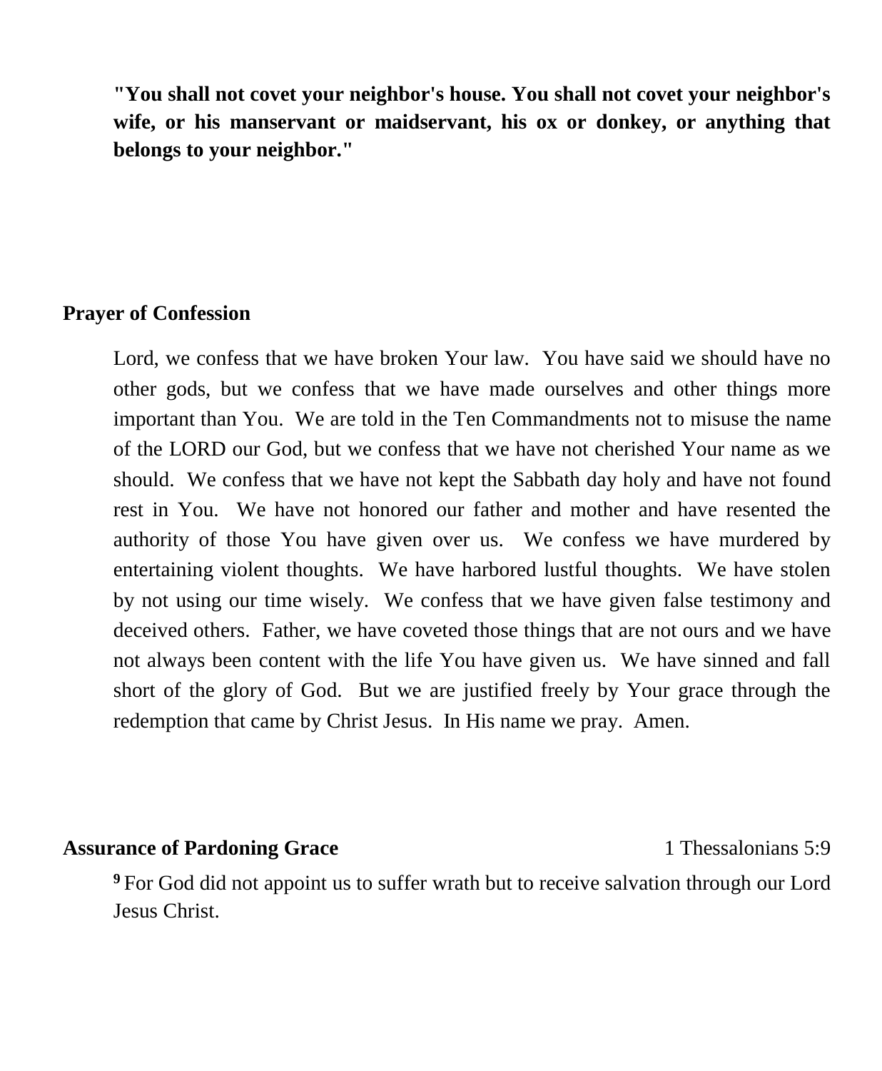**"You shall not covet your neighbor's house. You shall not covet your neighbor's wife, or his manservant or maidservant, his ox or donkey, or anything that belongs to your neighbor."**

**Prayer of Confession**

Lord, we confess that we have broken Your law. You have said we should have no other gods, but we confess that we have made ourselves and other things more important than You. We are told in the Ten Commandments not to misuse the name of the LORD our God, but we confess that we have not cherished Your name as we should. We confess that we have not kept the Sabbath day holy and have not found rest in You. We have not honored our father and mother and have resented the authority of those You have given over us. We confess we have murdered by entertaining violent thoughts. We have harbored lustful thoughts. We have stolen by not using our time wisely. We confess that we have given false testimony and deceived others. Father, we have coveted those things that are not ours and we have not always been content with the life You have given us. We have sinned and fall short of the glory of God. But we are justified freely by Your grace through the redemption that came by Christ Jesus. In His name we pray. Amen.

**Assurance of Pardoning Grace** 1 Thessalonians 5:9

[9] For God did not appoint us to suffer wrath but to receive salvation through our Lord Jesus Christ.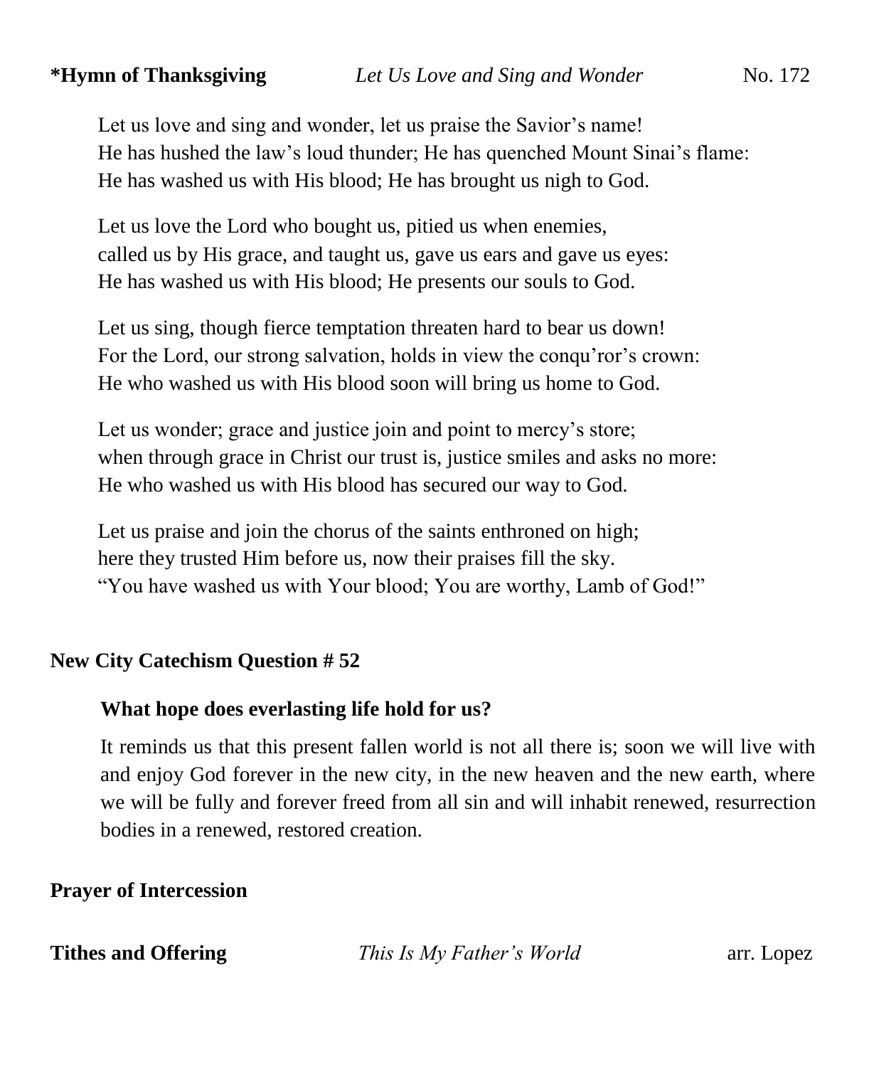**\*Hymn of Thanksgiving** *Let Us Love and Sing and Wonder* No. 172

Let us love and sing and wonder, let us praise the Savior's name!
He has hushed the law's loud thunder; He has quenched Mount Sinai's flame:
He has washed us with His blood; He has brought us nigh to God.

Let us love the Lord who bought us, pitied us when enemies,
called us by His grace, and taught us, gave us ears and gave us eyes:
He has washed us with His blood; He presents our souls to God.

Let us sing, though fierce temptation threaten hard to bear us down!
For the Lord, our strong salvation, holds in view the conqu'ror's crown:
He who washed us with His blood soon will bring us home to God.

Let us wonder; grace and justice join and point to mercy's store;
when through grace in Christ our trust is, justice smiles and asks no more:
He who washed us with His blood has secured our way to God.

Let us praise and join the chorus of the saints enthroned on high;
here they trusted Him before us, now their praises fill the sky.
"You have washed us with Your blood; You are worthy, Lamb of God!"

**New City Catechism Question # 52**

**What hope does everlasting life hold for us?**

It reminds us that this present fallen world is not all there is; soon we will live with and enjoy God forever in the new city, in the new heaven and the new earth, where we will be fully and forever freed from all sin and will inhabit renewed, resurrection bodies in a renewed, restored creation.

**Prayer of Intercession**

**Tithes and Offering** *This Is My Father's World* arr. Lopez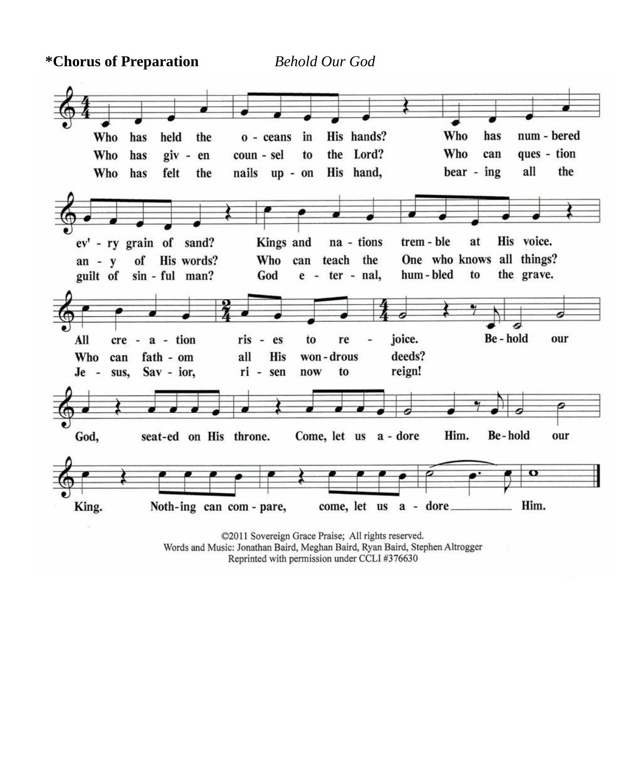**\*Chorus of Preparation** *Behold Our God*

Who has held the oceans in His hands? Who has numbered ev'ry grain of sand? Kings and nations tremble at His voice. All creation rises to rejoice.

Who has given counsel to the Lord? Who can question any of His words? Who can teach the One who knows all things? Who can fathom all His wondrous deeds?

Who has felt the nails upon His hand, bearing all the guilt of sinful man? God eternal, humbled to the grave. Jesus, Savior, risen now to reign!

Behold our God, seated on His throne. Come, let us adore Him. Behold our King. Nothing can compare, come, let us adore Him.

©2011 Sovereign Grace Praise; All rights reserved.
Words and Music: Jonathan Baird, Meghan Baird, Ryan Baird, Stephen Altrogger
Reprinted with permission under CCLI #376630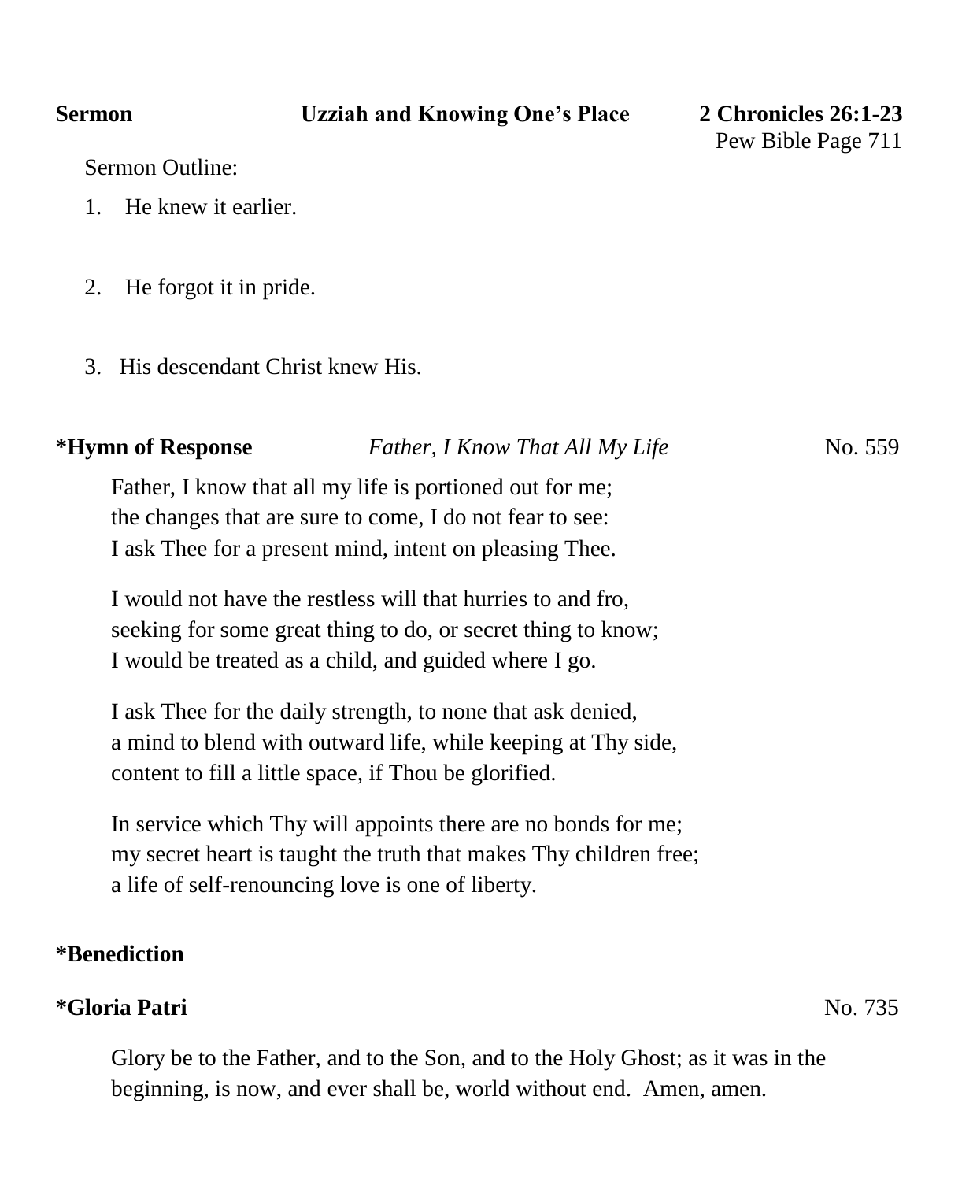**Sermon** **Uzziah and Knowing One's Place** **2 Chronicles 26:1-23**
Pew Bible Page 711

Sermon Outline:

1. He knew it earlier.

2. He forgot it in pride.

3. His descendant Christ knew His.

**\*Hymn of Response** *Father, I Know That All My Life* No. 559

Father, I know that all my life is portioned out for me;
the changes that are sure to come, I do not fear to see:
I ask Thee for a present mind, intent on pleasing Thee.

I would not have the restless will that hurries to and fro,
seeking for some great thing to do, or secret thing to know;
I would be treated as a child, and guided where I go.

I ask Thee for the daily strength, to none that ask denied,
a mind to blend with outward life, while keeping at Thy side,
content to fill a little space, if Thou be glorified.

In service which Thy will appoints there are no bonds for me;
my secret heart is taught the truth that makes Thy children free;
a life of self-renouncing love is one of liberty.

**\*Benediction**

**\*Gloria Patri** No. 735

Glory be to the Father, and to the Son, and to the Holy Ghost; as it was in the beginning, is now, and ever shall be, world without end. Amen, amen.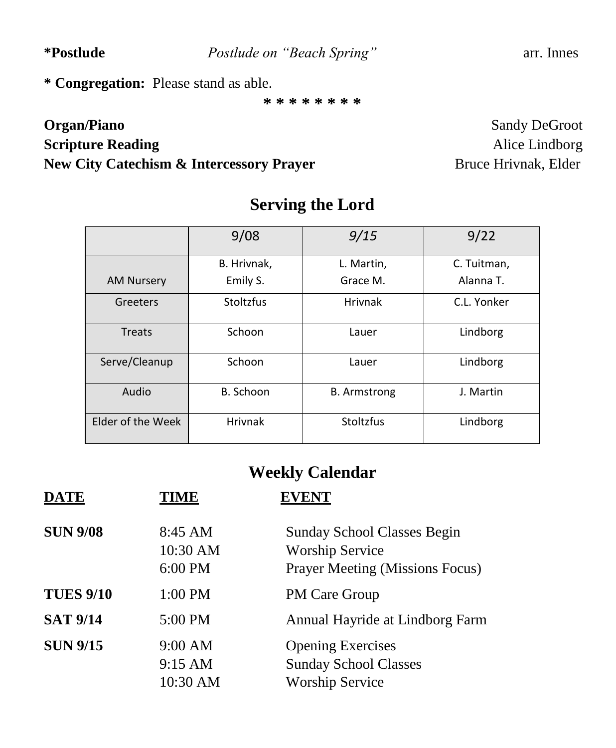**\*Postlude** *Postlude on "Beach Spring"* arr. Innes

**\* Congregation:** Please stand as able.

\* \* \* \* \* \* \* \*

**Organ/Piano** Sandy DeGroot
**Scripture Reading** Alice Lindborg
**New City Catechism & Intercessory Prayer** Bruce Hrivnak, Elder

## Serving the Lord

| | 9/08 | *9/15* | 9/22 |
|---|---|---|---|
| AM Nursery | B. Hrivnak, Emily S. | L. Martin, Grace M. | C. Tuitman, Alanna T. |
| Greeters | Stoltzfus | Hrivnak | C.L. Yonker |
| Treats | Schoon | Lauer | Lindborg |
| Serve/Cleanup | Schoon | Lauer | Lindborg |
| Audio | B. Schoon | B. Armstrong | J. Martin |
| Elder of the Week | Hrivnak | Stoltzfus | Lindborg |

## Weekly Calendar

| DATE | TIME | EVENT |
|---|---|---|
| **SUN 9/08** | 8:45 AM | Sunday School Classes Begin |
| | 10:30 AM | Worship Service |
| | 6:00 PM | Prayer Meeting (Missions Focus) |
| **TUES 9/10** | 1:00 PM | PM Care Group |
| **SAT 9/14** | 5:00 PM | Annual Hayride at Lindborg Farm |
| **SUN 9/15** | 9:00 AM | Opening Exercises |
| | 9:15 AM | Sunday School Classes |
| | 10:30 AM | Worship Service |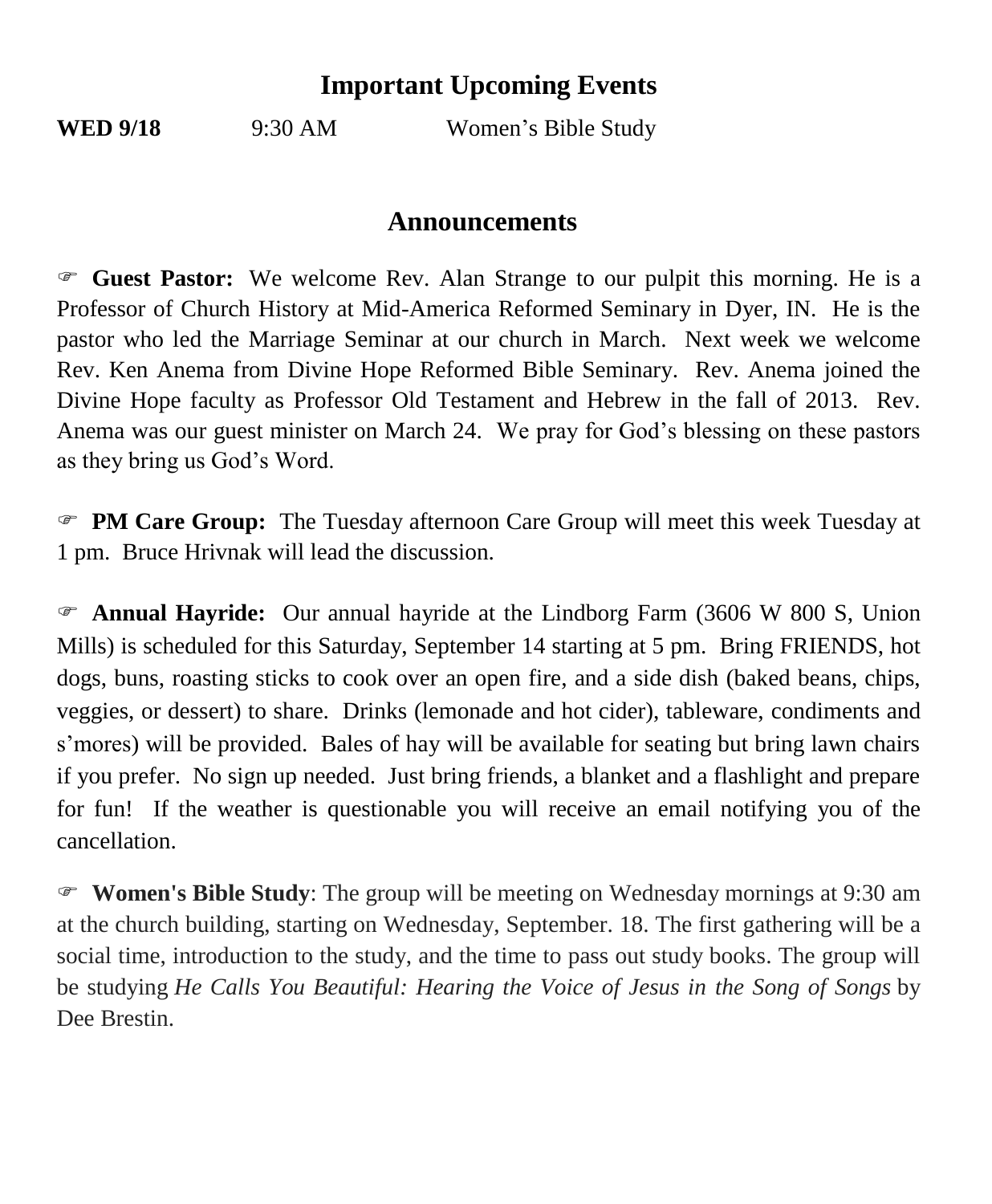## Important Upcoming Events

| | | |
|---|---|---|
| **WED 9/18** | 9:30 AM | Women's Bible Study |

## Announcements

☞ **Guest Pastor:** We welcome Rev. Alan Strange to our pulpit this morning. He is a Professor of Church History at Mid-America Reformed Seminary in Dyer, IN. He is the pastor who led the Marriage Seminar at our church in March. Next week we welcome Rev. Ken Anema from Divine Hope Reformed Bible Seminary. Rev. Anema joined the Divine Hope faculty as Professor Old Testament and Hebrew in the fall of 2013. Rev. Anema was our guest minister on March 24. We pray for God's blessing on these pastors as they bring us God's Word.

☞ **PM Care Group:** The Tuesday afternoon Care Group will meet this week Tuesday at 1 pm. Bruce Hrivnak will lead the discussion.

☞ **Annual Hayride:** Our annual hayride at the Lindborg Farm (3606 W 800 S, Union Mills) is scheduled for this Saturday, September 14 starting at 5 pm. Bring FRIENDS, hot dogs, buns, roasting sticks to cook over an open fire, and a side dish (baked beans, chips, veggies, or dessert) to share. Drinks (lemonade and hot cider), tableware, condiments and s'mores) will be provided. Bales of hay will be available for seating but bring lawn chairs if you prefer. No sign up needed. Just bring friends, a blanket and a flashlight and prepare for fun! If the weather is questionable you will receive an email notifying you of the cancellation.

☞ **Women's Bible Study**: The group will be meeting on Wednesday mornings at 9:30 am at the church building, starting on Wednesday, September. 18. The first gathering will be a social time, introduction to the study, and the time to pass out study books. The group will be studying *He Calls You Beautiful: Hearing the Voice of Jesus in the Song of Songs* by Dee Brestin.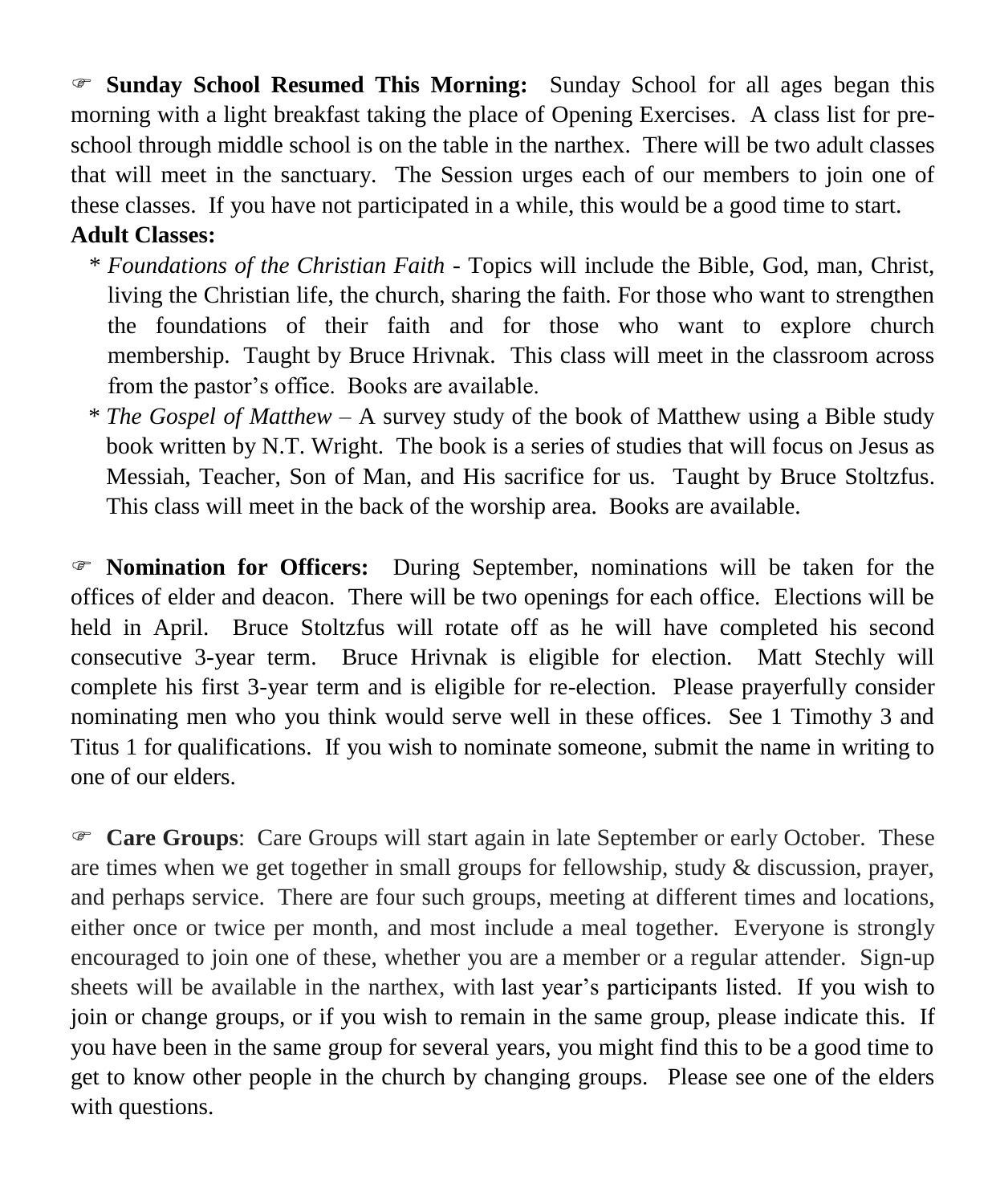☞ **Sunday School Resumed This Morning:** Sunday School for all ages began this morning with a light breakfast taking the place of Opening Exercises. A class list for pre-school through middle school is on the table in the narthex. There will be two adult classes that will meet in the sanctuary. The Session urges each of our members to join one of these classes. If you have not participated in a while, this would be a good time to start.

**Adult Classes:**

- *Foundations of the Christian Faith* - Topics will include the Bible, God, man, Christ, living the Christian life, the church, sharing the faith. For those who want to strengthen the foundations of their faith and for those who want to explore church membership. Taught by Bruce Hrivnak. This class will meet in the classroom across from the pastor's office. Books are available.
- *The Gospel of Matthew* – A survey study of the book of Matthew using a Bible study book written by N.T. Wright. The book is a series of studies that will focus on Jesus as Messiah, Teacher, Son of Man, and His sacrifice for us. Taught by Bruce Stoltzfus. This class will meet in the back of the worship area. Books are available.

☞ **Nomination for Officers:** During September, nominations will be taken for the offices of elder and deacon. There will be two openings for each office. Elections will be held in April. Bruce Stoltzfus will rotate off as he will have completed his second consecutive 3-year term. Bruce Hrivnak is eligible for election. Matt Stechly will complete his first 3-year term and is eligible for re-election. Please prayerfully consider nominating men who you think would serve well in these offices. See 1 Timothy 3 and Titus 1 for qualifications. If you wish to nominate someone, submit the name in writing to one of our elders.

☞ **Care Groups**: Care Groups will start again in late September or early October. These are times when we get together in small groups for fellowship, study & discussion, prayer, and perhaps service. There are four such groups, meeting at different times and locations, either once or twice per month, and most include a meal together. Everyone is strongly encouraged to join one of these, whether you are a member or a regular attender. Sign-up sheets will be available in the narthex, with last year's participants listed. If you wish to join or change groups, or if you wish to remain in the same group, please indicate this. If you have been in the same group for several years, you might find this to be a good time to get to know other people in the church by changing groups. Please see one of the elders with questions.